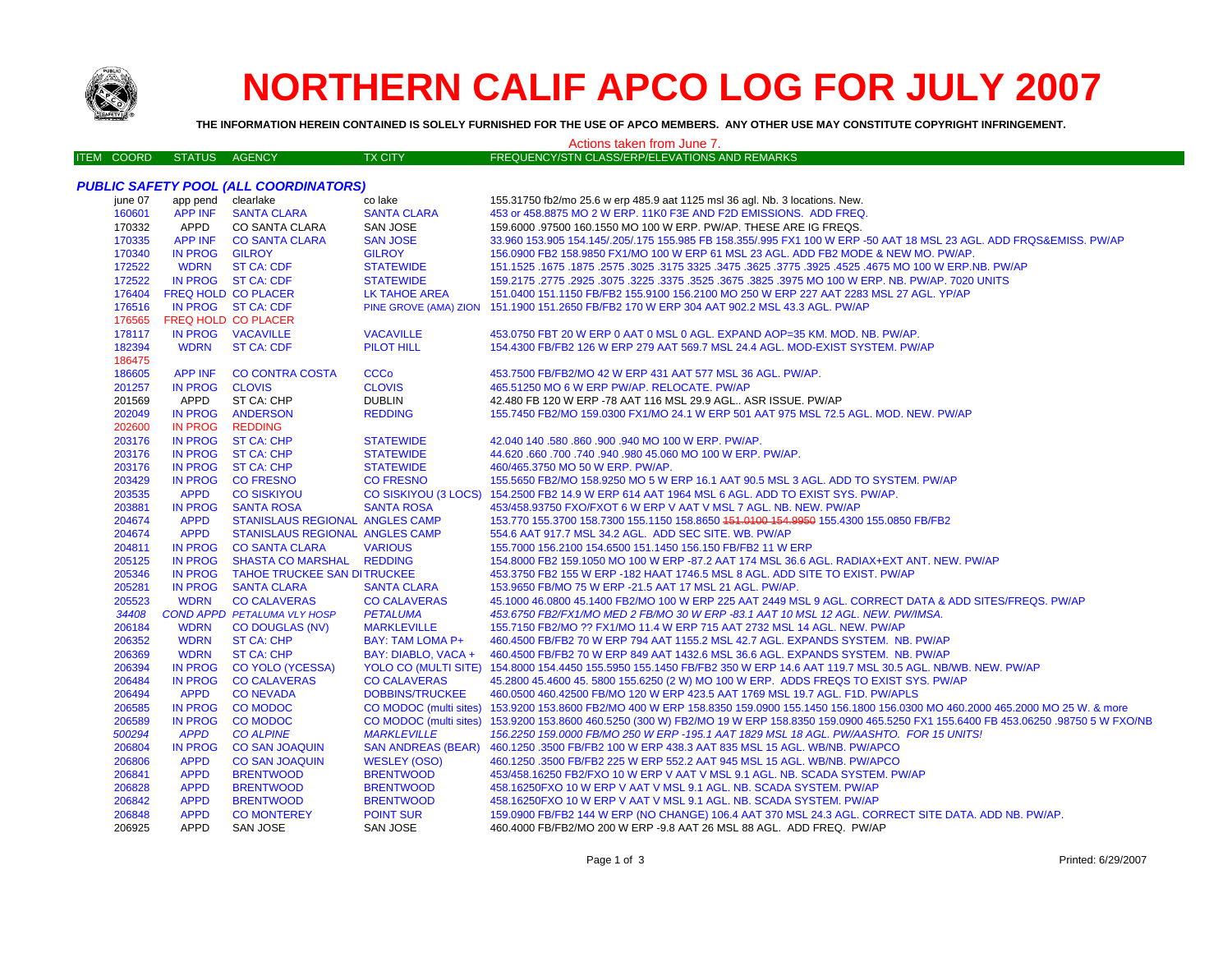# NORTHERN CALIF APCO LOG FOR JULY 2007

**THE INFORMATION HEREIN CONTAINED IS SOLELY FURNISHED FOR THE USE OF APCO MEMBERS. ANY OTHER USE MAY CONSTITUTE COPYRIGHT INFRINGEMENT.**

Actions taken from June 7.

| ITEM COORD | STATUS | AGENCY | TX CITY | FREQUENCY/STN CLASS/ERP/ELEVATIONS AND REMARKS |
|---|---|---|---|---|

### *PUBLIC SAFETY POOL (ALL COORDINATORS)*

| ITEM COORD | STATUS | AGENCY | TX CITY | FREQUENCY/STN CLASS/ERP/ELEVATIONS AND REMARKS |
|---|---|---|---|---|
| june 07 | app pend | clearlake | co lake | 155.31750 fb2/mo 25.6 w erp 485.9 aat 1125 msl 36 agl. Nb. 3 locations. New. |
| 160601 | APP INF | SANTA CLARA | SANTA CLARA | 453 or 458.8875 MO 2 W ERP. 11K0 F3E AND F2D EMISSIONS. ADD FREQ. |
| 170332 | APPD | CO SANTA CLARA | SAN JOSE | 159.6000 .97500 160.1550 MO 100 W ERP. PW/AP. THESE ARE IG FREQS. |
| 170335 | APP INF | CO SANTA CLARA | SAN JOSE | 33.960 153.905 154.145/.205/.175 155.985 FB 158.355/.995 FX1 100 W ERP -50 AAT 18 MSL 23 AGL. ADD FRQS&EMISS. PW/AP |
| 170340 | IN PROG | GILROY | GILROY | 156.0900 FB2 158.9850 FX1/MO 100 W ERP 61 MSL 23 AGL. ADD FB2 MODE & NEW MO. PW/AP. |
| 172522 | WDRN | ST CA: CDF | STATEWIDE | 151.1525 .1675 .1875 .2575 .3025 .3175 3325 .3475 .3625 .3775 .3925 .4525 .4675 MO 100 W ERP.NB. PW/AP |
| 172522 | IN PROG | ST CA: CDF | STATEWIDE | 159.2175 .2775 .2925 .3075 .3225 .3375 .3525 .3675 .3825 .3975 MO 100 W ERP. NB. PW/AP. 7020 UNITS |
| 176404 | FREQ HOLD | CO PLACER | LK TAHOE AREA | 151.0400 151.1150 FB/FB2 155.9100 156.2100 MO 250 W ERP 227 AAT 2283 MSL 27 AGL. YP/AP |
| 176516 | IN PROG | ST CA: CDF | PINE GROVE (AMA) ZION | 151.1900 151.2650 FB/FB2 170 W ERP 304 AAT 902.2 MSL 43.3 AGL. PW/AP |
| 176565 | FREQ HOLD | CO PLACER | | |
| 178117 | IN PROG | VACAVILLE | VACAVILLE | 453.0750 FBT 20 W ERP 0 AAT 0 MSL 0 AGL. EXPAND AOP=35 KM. MOD. NB. PW/AP. |
| 182394 | WDRN | ST CA: CDF | PILOT HILL | 154.4300 FB/FB2 126 W ERP 279 AAT 569.7 MSL 24.4 AGL. MOD-EXIST SYSTEM. PW/AP |
| 186475 | | | | |
| 186605 | APP INF | CO CONTRA COSTA | CCCo | 453.7500 FB/FB2/MO 42 W ERP 431 AAT 577 MSL 36 AGL. PW/AP. |
| 201257 | IN PROG | CLOVIS | CLOVIS | 465.51250 MO 6 W ERP PW/AP. RELOCATE. PW/AP |
| 201569 | APPD | ST CA: CHP | DUBLIN | 42.480 FB 120 W ERP -78 AAT 116 MSL 29.9 AGL.. ASR ISSUE. PW/AP |
| 202049 | IN PROG | ANDERSON | REDDING | 155.7450 FB2/MO 159.0300 FX1/MO 24.1 W ERP 501 AAT 975 MSL 72.5 AGL. MOD. NEW. PW/AP |
| 202600 | IN PROG | REDDING | | |
| 203176 | IN PROG | ST CA: CHP | STATEWIDE | 42.040 140 .580 .860 .900 .940 MO 100 W ERP. PW/AP. |
| 203176 | IN PROG | ST CA: CHP | STATEWIDE | 44.620 .660 .700 .740 .940 .980 45.060 MO 100 W ERP. PW/AP. |
| 203176 | IN PROG | ST CA: CHP | STATEWIDE | 460/465.3750 MO 50 W ERP. PW/AP. |
| 203429 | IN PROG | CO FRESNO | CO FRESNO | 155.5650 FB2/MO 158.9250 MO 5 W ERP 16.1 AAT 90.5 MSL 3 AGL. ADD TO SYSTEM. PW/AP |
| 203535 | APPD | CO SISKIYOU | CO SISKIYOU (3 LOCS) | 154.2500 FB2 14.9 W ERP 614 AAT 1964 MSL 6 AGL. ADD TO EXIST SYS. PW/AP. |
| 203881 | IN PROG | SANTA ROSA | SANTA ROSA | 453/458.93750 FXO/FXOT 6 W ERP V AAT V MSL 7 AGL. NB. NEW. PW/AP |
| 204674 | APPD | STANISLAUS REGIONAL | ANGELS CAMP | 153.770 155.3700 158.7300 155.1150 158.8650 ~~151.0100 154.9950~~ 155.4300 155.0850 FB/FB2 |
| 204674 | APPD | STANISLAUS REGIONAL | ANGELS CAMP | 554.6 AAT 917.7 MSL 34.2 AGL. ADD SEC SITE. WB. PW/AP |
| 204811 | IN PROG | CO SANTA CLARA | VARIOUS | 155.7000 156.2100 154.6500 151.1450 156.150 FB/FB2 11 W ERP |
| 205125 | IN PROG | SHASTA CO MARSHAL | REDDING | 154.8000 FB2 159.1050 MO 100 W ERP -87.2 AAT 174 MSL 36.6 AGL. RADIAX+EXT ANT. NEW. PW/AP |
| 205346 | IN PROG | TAHOE TRUCKEE SAN DI | TRUCKEE | 453.3750 FB2 155 W ERP -182 HAAT 1746.5 MSL 8 AGL. ADD SITE TO EXIST. PW/AP |
| 205281 | IN PROG | SANTA CLARA | SANTA CLARA | 153.9650 FB/MO 75 W ERP -21.5 AAT 17 MSL 21 AGL. PW/AP. |
| 205523 | WDRN | CO CALAVERAS | CO CALAVERAS | 45.1000 46.0800 45.1400 FB2/MO 100 W ERP 225 AAT 2449 MSL 9 AGL. CORRECT DATA & ADD SITES/FREQS. PW/AP |
| *34408* | *COND APPD* | *PETALUMA VLY HOSP* | *PETALUMA* | *453.6750 FB2/FX1/MO MED 2 FB/MO 30 W ERP -83.1 AAT 10 MSL 12 AGL. NEW. PW/IMSA.* |
| 206184 | WDRN | CO DOUGLAS (NV) | MARKLEVILLE | 155.7150 FB2/MO ?? FX1/MO 11.4 W ERP 715 AAT 2732 MSL 14 AGL. NEW. PW/AP |
| 206352 | WDRN | ST CA: CHP | BAY: TAM LOMA P+ | 460.4500 FB/FB2 70 W ERP 794 AAT 1155.2 MSL 42.7 AGL. EXPANDS SYSTEM. NB. PW/AP |
| 206369 | WDRN | ST CA: CHP | BAY: DIABLO, VACA + | 460.4500 FB/FB2 70 W ERP 849 AAT 1432.6 MSL 36.6 AGL. EXPANDS SYSTEM. NB. PW/AP |
| 206394 | IN PROG | CO YOLO (YCESSA) | YOLO CO (MULTI SITE) | 154.8000 154.4450 155.5950 155.1450 FB/FB2 350 W ERP 14.6 AAT 119.7 MSL 30.5 AGL. NB/WB. NEW. PW/AP |
| 206484 | IN PROG | CO CALAVERAS | CO CALAVERAS | 45.2800 45.4600 45. 5800 155.6250 (2 W) MO 100 W ERP. ADDS FREQS TO EXIST SYS. PW/AP |
| 206494 | APPD | CO NEVADA | DOBBINS/TRUCKEE | 460.0500 460.42500 FB/MO 120 W ERP 423.5 AAT 1769 MSL 19.7 AGL. F1D. PW/APLS |
| 206585 | IN PROG | CO MODOC | CO MODOC (multi sites) | 153.9200 153.8600 FB2/MO 400 W ERP 158.8350 159.0900 155.1450 156.1800 156.0300 MO 460.2000 465.2000 MO 25 W. & more |
| 206589 | IN PROG | CO MODOC | CO MODOC (multi sites) | 153.9200 153.8600 460.5250 (300 W) FB2/MO 19 W ERP 158.8350 159.0900 465.5250 FX1 155.6400 FB 453.06250 .98750 5 W FXO/NB |
| *500294* | *APPD* | *CO ALPINE* | *MARKLEVILLE* | *156.2250 159.0000 FB/MO 250 W ERP -195.1 AAT 1829 MSL 18 AGL. PW/AASHTO. FOR 15 UNITS!* |
| 206804 | IN PROG | CO SAN JOAQUIN | SAN ANDREAS (BEAR) | 460.1250 .3500 FB/FB2 100 W ERP 438.3 AAT 835 MSL 15 AGL. WB/NB. PW/APCO |
| 206806 | APPD | CO SAN JOAQUIN | WESLEY (OSO) | 460.1250 .3500 FB/FB2 225 W ERP 552.2 AAT 945 MSL 15 AGL. WB/NB. PW/APCO |
| 206841 | APPD | BRENTWOOD | BRENTWOOD | 453/458.16250 FB2/FXO 10 W ERP V AAT V MSL 9.1 AGL. NB. SCADA SYSTEM. PW/AP |
| 206828 | APPD | BRENTWOOD | BRENTWOOD | 458.16250FXO 10 W ERP V AAT V MSL 9.1 AGL. NB. SCADA SYSTEM. PW/AP |
| 206842 | APPD | BRENTWOOD | BRENTWOOD | 458.16250FXO 10 W ERP V AAT V MSL 9.1 AGL. NB. SCADA SYSTEM. PW/AP |
| 206848 | APPD | CO MONTEREY | POINT SUR | 159.0900 FB/FB2 144 W ERP (NO CHANGE) 106.4 AAT 370 MSL 24.3 AGL. CORRECT SITE DATA. ADD NB. PW/AP. |
| 206925 | APPD | SAN JOSE | SAN JOSE | 460.4000 FB/FB2/MO 200 W ERP -9.8 AAT 26 MSL 88 AGL. ADD FREQ. PW/AP |

Printed: 6/29/2007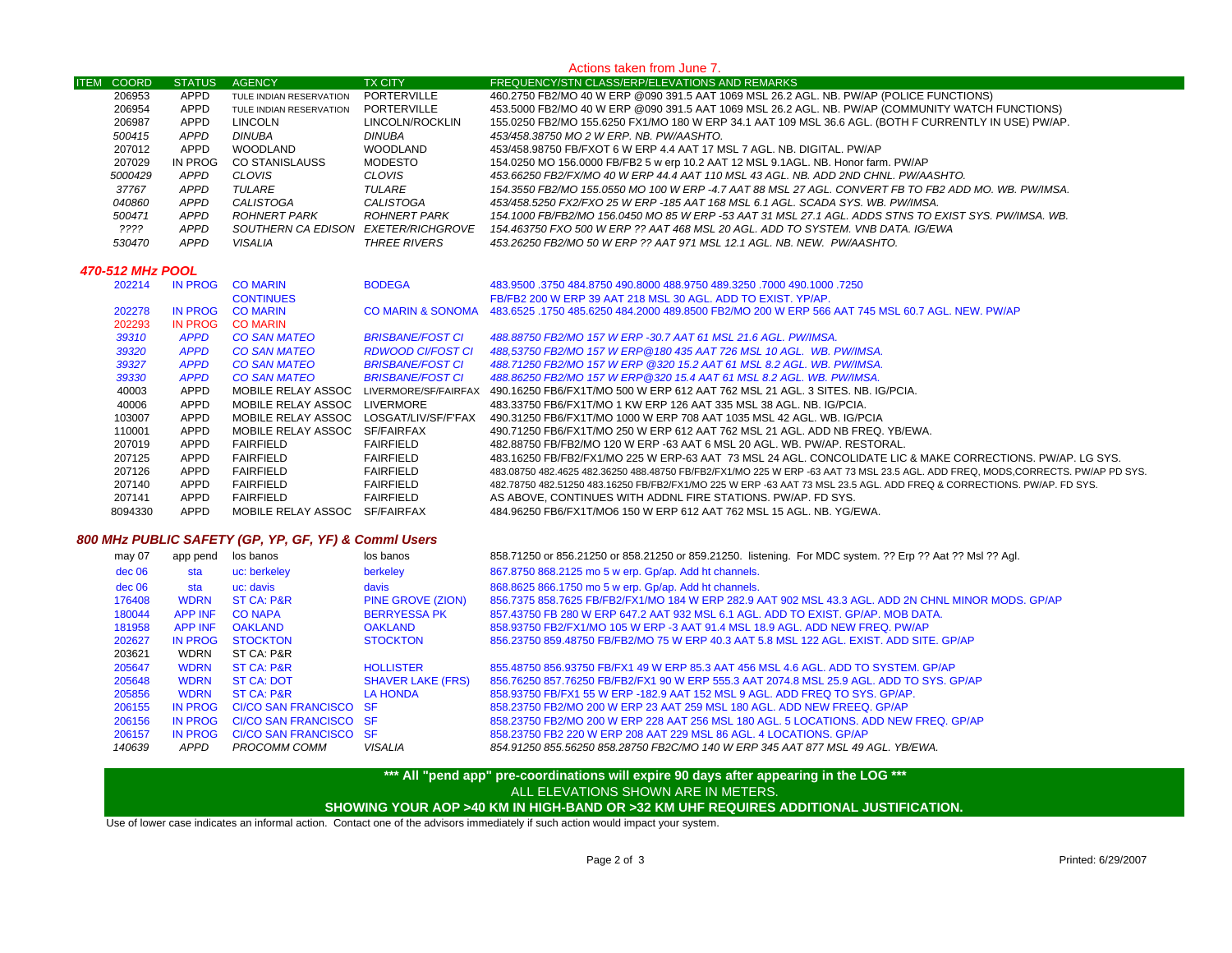Actions taken from June 7.

| ITEM | COORD | STATUS | AGENCY | TX CITY | FREQUENCY/STN CLASS/ERP/ELEVATIONS AND REMARKS |
|---|---|---|---|---|---|
| | 206953 | APPD | TULE INDIAN RESERVATION | PORTERVILLE | 460.2750 FB2/MO 40 W ERP @090 391.5 AAT 1069 MSL 26.2 AGL. NB. PW/AP (POLICE FUNCTIONS) |
| | 206954 | APPD | TULE INDIAN RESERVATION | PORTERVILLE | 453.5000 FB2/MO 40 W ERP @090 391.5 AAT 1069 MSL 26.2 AGL. NB. PW/AP (COMMUNITY WATCH FUNCTIONS) |
| | 206987 | APPD | LINCOLN | LINCOLN/ROCKLIN | 155.0250 FB2/MO 155.6250 FX1/MO 180 W ERP 34.1 AAT 109 MSL 36.6 AGL. (BOTH F CURRENTLY IN USE) PW/AP. |
| | *500415* | *APPD* | *DINUBA* | *DINUBA* | *453/458.38750 MO 2 W ERP. NB. PW/AASHTO.* |
| | 207012 | APPD | WOODLAND | WOODLAND | 453/458.98750 FB/FXOT 6 W ERP 4.4 AAT 17 MSL 7 AGL. NB. DIGITAL. PW/AP |
| | 207029 | IN PROG | CO STANISLAUSS | MODESTO | 154.0250 MO 156.0000 FB/FB2 5 w erp 10.2 AAT 12 MSL 9.1AGL. NB. Honor farm. PW/AP |
| | *5000429* | *APPD* | *CLOVIS* | *CLOVIS* | *453.66250 FB2/FX/MO 40 W ERP 44.4 AAT 110 MSL 43 AGL. NB. ADD 2ND CHNL. PW/AASHTO.* |
| | *37767* | *APPD* | *TULARE* | *TULARE* | *154.3550 FB2/MO 155.0550 MO 100 W ERP -4.7 AAT 88 MSL 27 AGL. CONVERT FB TO FB2 ADD MO. WB. PW/IMSA.* |
| | *040860* | *APPD* | *CALISTOGA* | *CALISTOGA* | *453/458.5250 FX2/FXO 25 W ERP -185 AAT 168 MSL 6.1 AGL. SCADA SYS. WB. PW/IMSA.* |
| | *500471* | *APPD* | *ROHNERT PARK* | *ROHNERT PARK* | *154.1000 FB/FB2/MO 156.0450 MO 85 W ERP -53 AAT 31 MSL 27.1 AGL. ADDS STNS TO EXIST SYS. PW/IMSA. WB.* |
| | *????* | *APPD* | *SOUTHERN CA EDISON* | *EXETER/RICHGROVE* | *154.463750 FXO 500 W ERP ?? AAT 468 MSL 20 AGL. ADD TO SYSTEM. VNB DATA. IG/EWA* |
| | *530470* | *APPD* | *VISALIA* | *THREE RIVERS* | *453.26250 FB2/MO 50 W ERP ?? AAT 971 MSL 12.1 AGL. NB. NEW. PW/AASHTO.* |

### *470-512 MHz POOL*

| COORD | STATUS | AGENCY | TX CITY | FREQUENCY/STN CLASS/ERP/ELEVATIONS AND REMARKS |
|---|---|---|---|---|
| 202214 | IN PROG | CO MARIN | BODEGA | 483.9500 .3750 484.8750 490.8000 488.9750 489.3250 .7000 490.1000 .7250 |
| | | CONTINUES | | FB/FB2 200 W ERP 39 AAT 218 MSL 30 AGL. ADD TO EXIST. YP/AP. |
| 202278 | IN PROG | CO MARIN | CO MARIN & SONOMA | 483.6525 .1750 485.6250 484.2000 489.8500 FB2/MO 200 W ERP 566 AAT 745 MSL 60.7 AGL. NEW. PW/AP |
| 202293 | IN PROG | CO MARIN | | |
| *39310* | *APPD* | *CO SAN MATEO* | *BRISBANE/FOST CI* | *488.88750 FB2/MO 157 W ERP -30.7 AAT 61 MSL 21.6 AGL. PW/IMSA.* |
| *39320* | *APPD* | *CO SAN MATEO* | *RDWOOD CI/FOST CI* | *488,53750 FB2/MO 157 W ERP@180 435 AAT 726 MSL 10 AGL. WB. PW/IMSA.* |
| *39327* | *APPD* | *CO SAN MATEO* | *BRISBANE/FOST CI* | *488.71250 FB2/MO 157 W ERP @320 15.2 AAT 61 MSL 8.2 AGL. WB. PW/IMSA.* |
| *39330* | *APPD* | *CO SAN MATEO* | *BRISBANE/FOST CI* | *488.86250 FB2/MO 157 W ERP@320 15.4 AAT 61 MSL 8.2 AGL. WB. PW/IMSA.* |
| 40003 | APPD | MOBILE RELAY ASSOC | LIVERMORE/SF/FAIRFAX | 490.16250 FB6/FX1T/MO 500 W ERP 612 AAT 762 MSL 21 AGL. 3 SITES. NB. IG/PCIA. |
| 40006 | APPD | MOBILE RELAY ASSOC | LIVERMORE | 483.33750 FB6/FX1T/MO 1 KW ERP 126 AAT 335 MSL 38 AGL. NB. IG/PCIA. |
| 103007 | APPD | MOBILE RELAY ASSOC | LOSGAT/LIV/SF/F'FAX | 490.31250 FB6/FX1T/MO 1000 W ERP 708 AAT 1035 MSL 42 AGL. WB. IG/PCIA |
| 110001 | APPD | MOBILE RELAY ASSOC | SF/FAIRFAX | 490.71250 FB6/FX1T/MO 250 W ERP 612 AAT 762 MSL 21 AGL. ADD NB FREQ. YB/EWA. |
| 207019 | APPD | FAIRFIELD | FAIRFIELD | 482.88750 FB/FB2/MO 120 W ERP -63 AAT 6 MSL 20 AGL. WB. PW/AP. RESTORAL. |
| 207125 | APPD | FAIRFIELD | FAIRFIELD | 483.16250 FB/FB2/FX1/MO 225 W ERP-63 AAT 73 MSL 24 AGL. CONCOLIDATE LIC & MAKE CORRECTIONS. PW/AP. LG SYS. |
| 207126 | APPD | FAIRFIELD | FAIRFIELD | 483.08750 482.4625 482.36250 488.48750 FB/FB2/FX1/MO 225 W ERP -63 AAT 73 MSL 23.5 AGL. ADD FREQ, MODS,CORRECTS. PW/AP PD SYS. |
| 207140 | APPD | FAIRFIELD | FAIRFIELD | 482.78750 482.51250 483.16250 FB/FB2/FX1/MO 225 W ERP -63 AAT 73 MSL 23.5 AGL. ADD FREQ & CORRECTIONS. PW/AP. FD SYS. |
| 207141 | APPD | FAIRFIELD | FAIRFIELD | AS ABOVE, CONTINUES WITH ADDNL FIRE STATIONS. PW/AP. FD SYS. |
| 8094330 | APPD | MOBILE RELAY ASSOC | SF/FAIRFAX | 484.96250 FB6/FX1T/MO6 150 W ERP 612 AAT 762 MSL 15 AGL. NB. YG/EWA. |

### *800 MHz PUBLIC SAFETY (GP, YP, GF, YF) & Comml Users*

| COORD | STATUS | AGENCY | TX CITY | FREQUENCY/STN CLASS/ERP/ELEVATIONS AND REMARKS |
|---|---|---|---|---|
| may 07 | app pend | los banos | los banos | 858.71250 or 856.21250 or 858.21250 or 859.21250. listening. For MDC system. ?? Erp ?? Aat ?? Msl ?? Agl. |
| dec 06 | sta | uc: berkeley | berkeley | 867.8750 868.2125 mo 5 w erp. Gp/ap. Add ht channels. |
| dec 06 | sta | uc: davis | davis | 868.8625 866.1750 mo 5 w erp. Gp/ap. Add ht channels. |
| 176408 | WDRN | ST CA: P&R | PINE GROVE (ZION) | 856.7375 858.7625 FB/FB2/FX1/MO 184 W ERP 282.9 AAT 902 MSL 43.3 AGL. ADD 2N CHNL MINOR MODS. GP/AP |
| 180044 | APP INF | CO NAPA | BERRYESSA PK | 857.43750 FB 280 W ERP 647.2 AAT 932 MSL 6.1 AGL. ADD TO EXIST. GP/AP. MOB DATA. |
| 181958 | APP INF | OAKLAND | OAKLAND | 858.93750 FB2/FX1/MO 105 W ERP -3 AAT 91.4 MSL 18.9 AGL. ADD NEW FREQ. PW/AP |
| 202627 | IN PROG | STOCKTON | STOCKTON | 856.23750 859.48750 FB/FB2/MO 75 W ERP 40.3 AAT 5.8 MSL 122 AGL. EXIST. ADD SITE. GP/AP |
| 203621 | WDRN | ST CA: P&R | | |
| 205647 | WDRN | ST CA: P&R | HOLLISTER | 855.48750 856.93750 FB/FX1 49 W ERP 85.3 AAT 456 MSL 4.6 AGL. ADD TO SYSTEM. GP/AP |
| 205648 | WDRN | ST CA: DOT | SHAVER LAKE (FRS) | 856.76250 857.76250 FB/FB2/FX1 90 W ERP 555.3 AAT 2074.8 MSL 25.9 AGL. ADD TO SYS. GP/AP |
| 205856 | WDRN | ST CA: P&R | LA HONDA | 858.93750 FB/FX1 55 W ERP -182.9 AAT 152 MSL 9 AGL. ADD FREQ TO SYS. GP/AP. |
| 206155 | IN PROG | CI/CO SAN FRANCISCO | SF | 858.23750 FB2/MO 200 W ERP 23 AAT 259 MSL 180 AGL. ADD NEW FREEQ. GP/AP |
| 206156 | IN PROG | CI/CO SAN FRANCISCO | SF | 858.23750 FB2/MO 200 W ERP 228 AAT 256 MSL 180 AGL. 5 LOCATIONS. ADD NEW FREQ. GP/AP |
| 206157 | IN PROG | CI/CO SAN FRANCISCO | SF | 858.23750 FB2 220 W ERP 208 AAT 229 MSL 86 AGL. 4 LOCATIONS. GP/AP |
| *140639* | *APPD* | *PROCOMM COMM* | *VISALIA* | *854.91250 855.56250 858.28750 FB2C/MO 140 W ERP 345 AAT 877 MSL 49 AGL. YB/EWA.* |

**\*\*\* All "pend app" pre-coordinations will expire 90 days after appearing in the LOG \*\*\***

ALL ELEVATIONS SHOWN ARE IN METERS.

**SHOWING YOUR AOP >40 KM IN HIGH-BAND OR >32 KM UHF REQUIRES ADDITIONAL JUSTIFICATION.**

Use of lower case indicates an informal action. Contact one of the advisors immediately if such action would impact your system.

Printed: 6/29/2007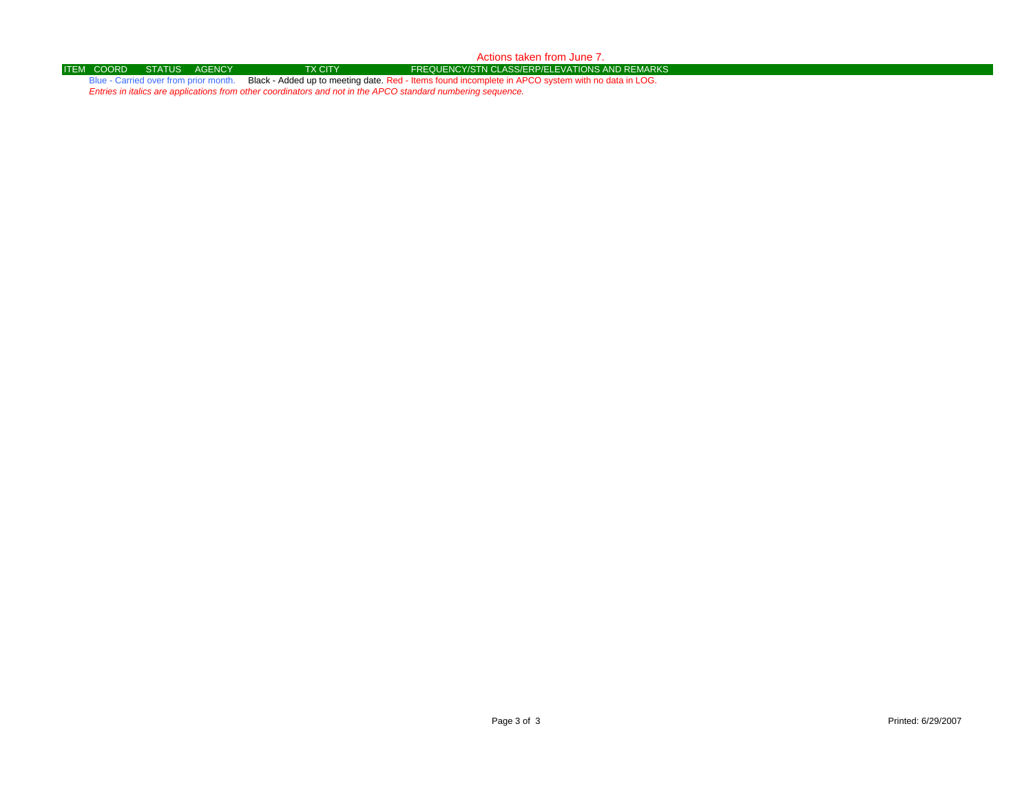Actions taken from June 7.

| ITEM | COORD | STATUS | AGENCY | TX CITY | FREQUENCY/STN CLASS/ERP/ELEVATIONS AND REMARKS |
|---|---|---|---|---|---|

Blue - Carried over from prior month. Black - Added up to meeting date. Red - Items found incomplete in APCO system with no data in LOG.

*Entries in italics are applications from other coordinators and not in the APCO standard numbering sequence.*

Printed: 6/29/2007